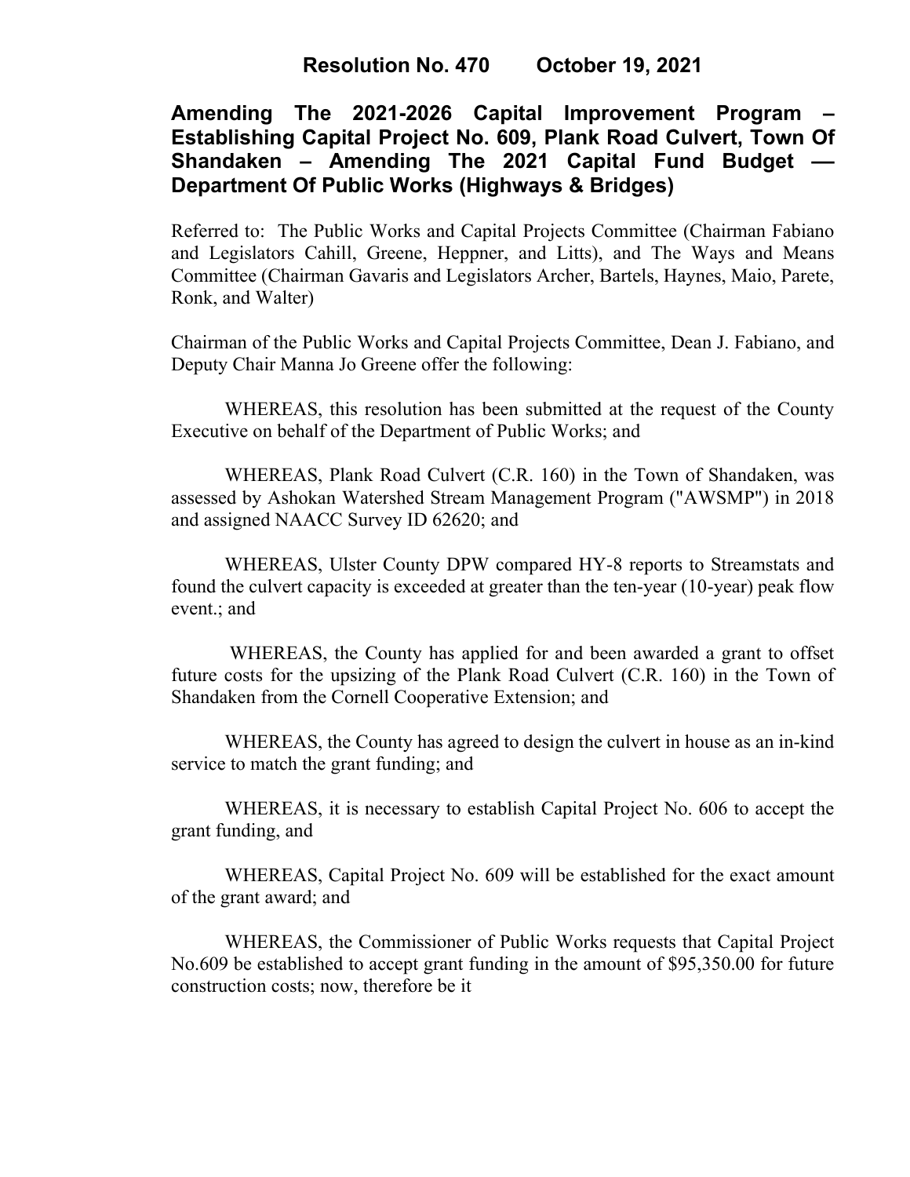**Resolution No. 470 October 19, 2021**

# Amending The 2021-2026 Capital Improvement Program – Establishing Capital Project No. 609, Plank Road Culvert, Town Of Shandaken – Amending The 2021 Capital Fund Budget –– Department Of Public Works (Highways & Bridges)

Referred to: The Public Works and Capital Projects Committee (Chairman Fabiano and Legislators Cahill, Greene, Heppner, and Litts), and The Ways and Means Committee (Chairman Gavaris and Legislators Archer, Bartels, Haynes, Maio, Parete, Ronk, and Walter)

Chairman of the Public Works and Capital Projects Committee, Dean J. Fabiano, and Deputy Chair Manna Jo Greene offer the following:

WHEREAS, this resolution has been submitted at the request of the County Executive on behalf of the Department of Public Works; and

WHEREAS, Plank Road Culvert (C.R. 160) in the Town of Shandaken, was assessed by Ashokan Watershed Stream Management Program ("AWSMP") in 2018 and assigned NAACC Survey ID 62620; and

WHEREAS, Ulster County DPW compared HY-8 reports to Streamstats and found the culvert capacity is exceeded at greater than the ten-year (10-year) peak flow event.; and

WHEREAS, the County has applied for and been awarded a grant to offset future costs for the upsizing of the Plank Road Culvert (C.R. 160) in the Town of Shandaken from the Cornell Cooperative Extension; and

WHEREAS, the County has agreed to design the culvert in house as an in-kind service to match the grant funding; and

WHEREAS, it is necessary to establish Capital Project No. 606 to accept the grant funding, and

WHEREAS, Capital Project No. 609 will be established for the exact amount of the grant award; and

WHEREAS, the Commissioner of Public Works requests that Capital Project No.609 be established to accept grant funding in the amount of $95,350.00 for future construction costs; now, therefore be it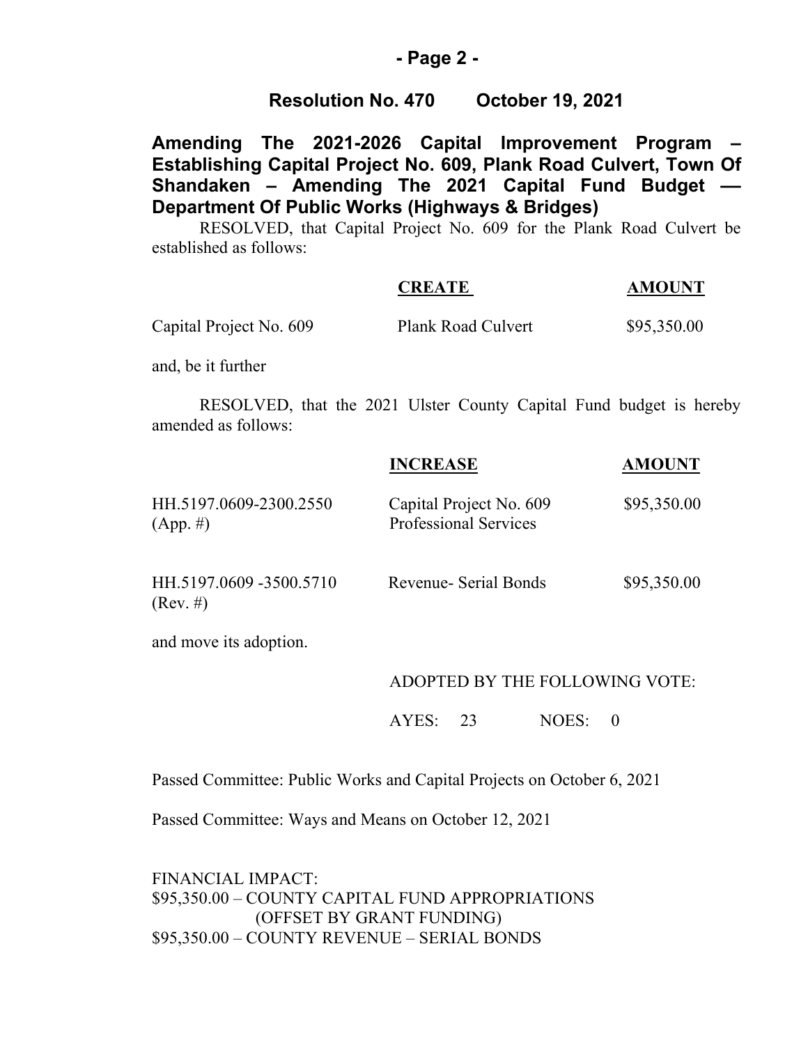## Resolution No. 470 October 19, 2021

### Amending The 2021-2026 Capital Improvement Program – Establishing Capital Project No. 609, Plank Road Culvert, Town Of Shandaken – Amending The 2021 Capital Fund Budget –– Department Of Public Works (Highways & Bridges)

RESOLVED, that Capital Project No. 609 for the Plank Road Culvert be established as follows:

| | **CREATE** | **AMOUNT** |
|---|---|---|
| Capital Project No. 609 | Plank Road Culvert | $95,350.00 |

and, be it further

RESOLVED, that the 2021 Ulster County Capital Fund budget is hereby amended as follows:

| | **INCREASE** | **AMOUNT** |
|---|---|---|
| HH.5197.0609-2300.2550 (App. #) | Capital Project No. 609 Professional Services | $95,350.00 |
| HH.5197.0609 -3500.5710 (Rev. #) | Revenue- Serial Bonds | $95,350.00 |

and move its adoption.

ADOPTED BY THE FOLLOWING VOTE:

AYES: 23 NOES: 0

Passed Committee: Public Works and Capital Projects on October 6, 2021

Passed Committee: Ways and Means on October 12, 2021

FINANCIAL IMPACT:
$95,350.00 – COUNTY CAPITAL FUND APPROPRIATIONS
(OFFSET BY GRANT FUNDING)
$95,350.00 – COUNTY REVENUE – SERIAL BONDS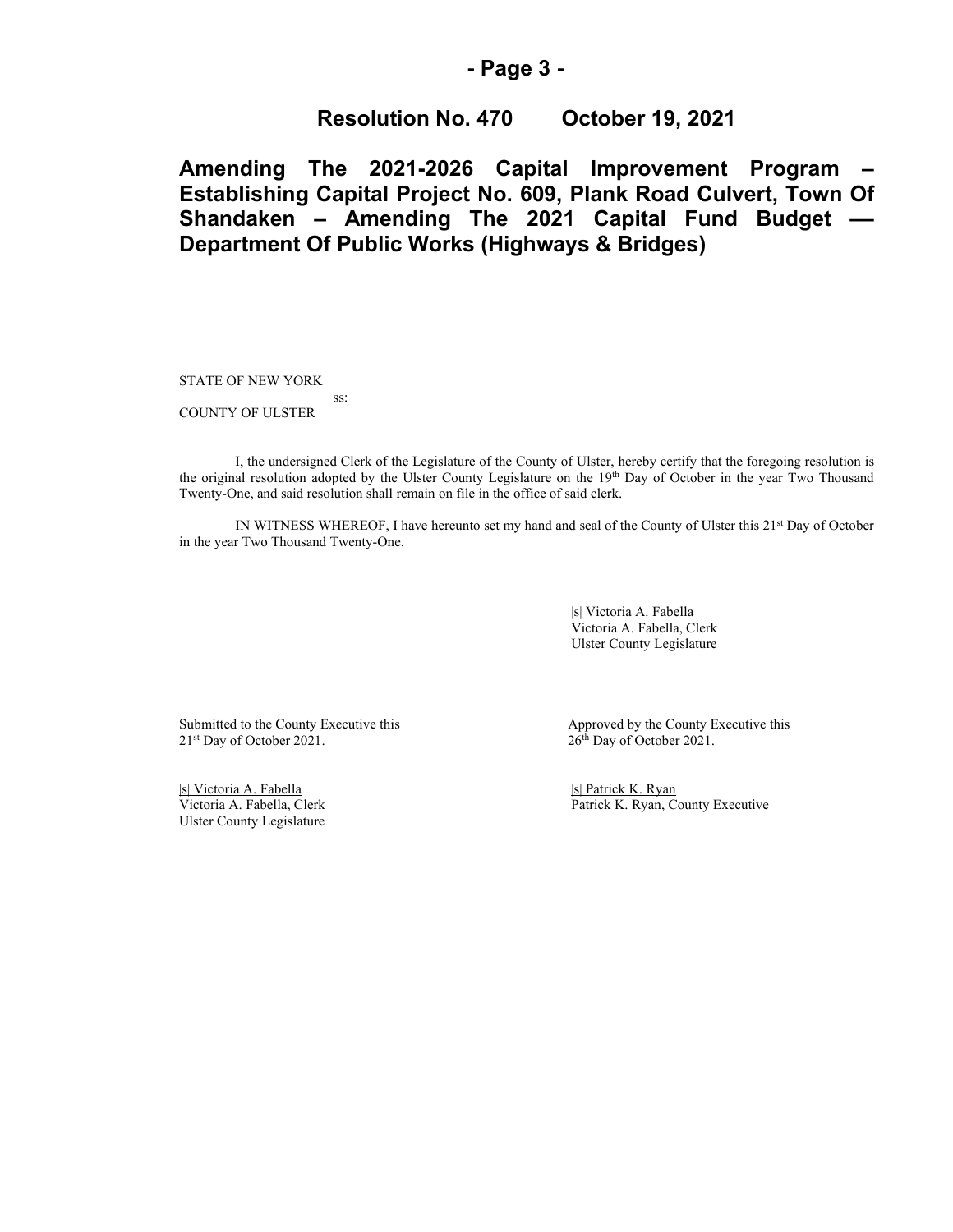## Resolution No. 470 October 19, 2021

## Amending The 2021-2026 Capital Improvement Program – Establishing Capital Project No. 609, Plank Road Culvert, Town Of Shandaken – Amending The 2021 Capital Fund Budget –– Department Of Public Works (Highways & Bridges)

STATE OF NEW YORK
ss:
COUNTY OF ULSTER

I, the undersigned Clerk of the Legislature of the County of Ulster, hereby certify that the foregoing resolution is the original resolution adopted by the Ulster County Legislature on the 19th Day of October in the year Two Thousand Twenty-One, and said resolution shall remain on file in the office of said clerk.

IN WITNESS WHEREOF, I have hereunto set my hand and seal of the County of Ulster this 21st Day of October in the year Two Thousand Twenty-One.

|s| Victoria A. Fabella
Victoria A. Fabella, Clerk
Ulster County Legislature

Submitted to the County Executive this 21st Day of October 2021.

|s| Victoria A. Fabella
Victoria A. Fabella, Clerk
Ulster County Legislature

Approved by the County Executive this 26th Day of October 2021.

|s| Patrick K. Ryan
Patrick K. Ryan, County Executive